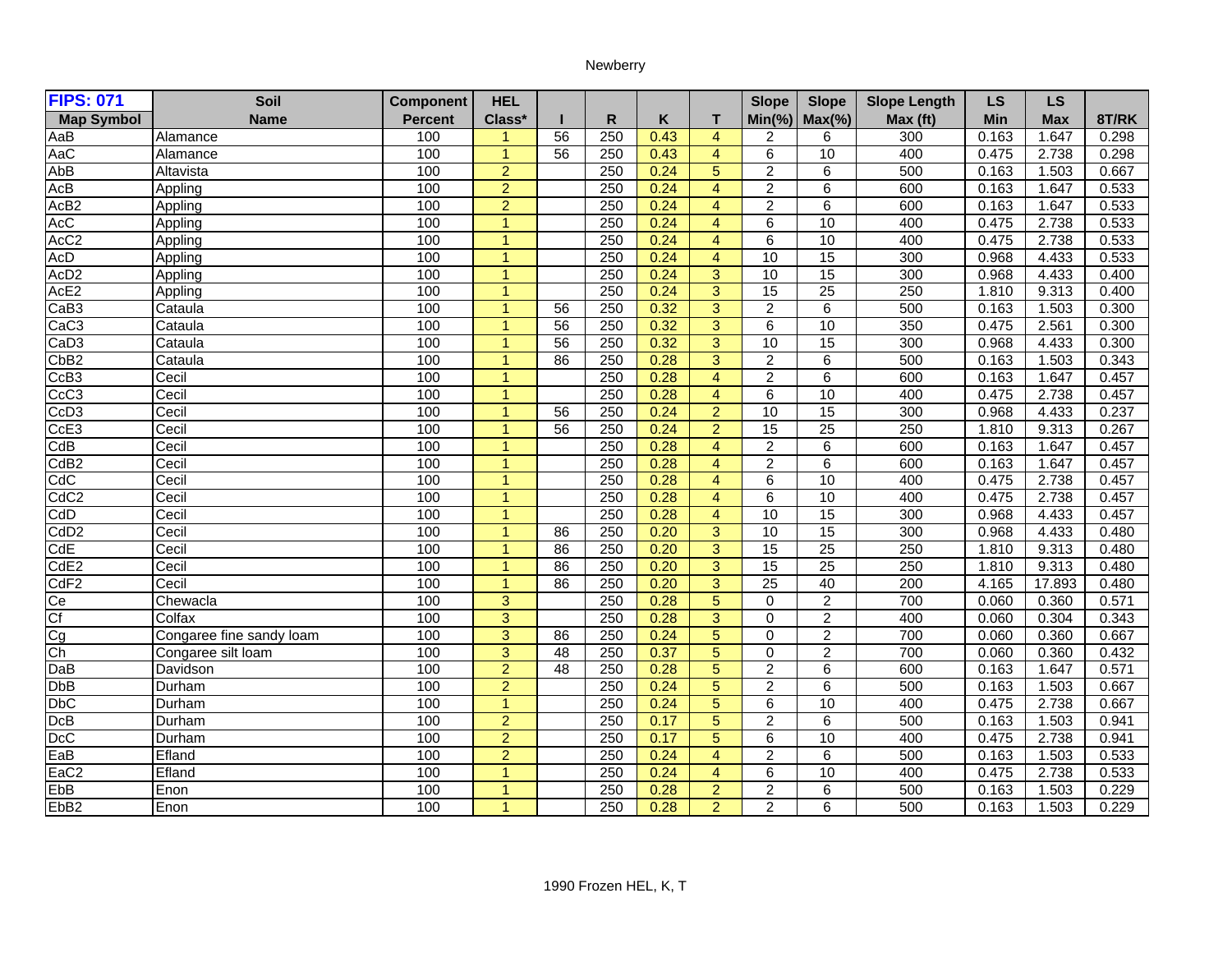Newberry

| FIPS: 071 | Soil | Component | HEL | | | | | Slope | Slope | Slope Length | LS | LS | |
|---|---|---|---|---|---|---|---|---|---|---|---|---|---|
| Map Symbol | Name | Percent | Class* | I | R | K | T | Min(%) | Max(%) | Max (ft) | Min | Max | 8T/RK |
| AaB | Alamance | 100 | 1 | 56 | 250 | 0.43 | 4 | 2 | 6 | 300 | 0.163 | 1.647 | 0.298 |
| AaC | Alamance | 100 | 1 | 56 | 250 | 0.43 | 4 | 6 | 10 | 400 | 0.475 | 2.738 | 0.298 |
| AbB | Altavista | 100 | 2 | | 250 | 0.24 | 5 | 2 | 6 | 500 | 0.163 | 1.503 | 0.667 |
| AcB | Appling | 100 | 2 | | 250 | 0.24 | 4 | 2 | 6 | 600 | 0.163 | 1.647 | 0.533 |
| AcB2 | Appling | 100 | 2 | | 250 | 0.24 | 4 | 2 | 6 | 600 | 0.163 | 1.647 | 0.533 |
| AcC | Appling | 100 | 1 | | 250 | 0.24 | 4 | 6 | 10 | 400 | 0.475 | 2.738 | 0.533 |
| AcC2 | Appling | 100 | 1 | | 250 | 0.24 | 4 | 6 | 10 | 400 | 0.475 | 2.738 | 0.533 |
| AcD | Appling | 100 | 1 | | 250 | 0.24 | 4 | 10 | 15 | 300 | 0.968 | 4.433 | 0.533 |
| AcD2 | Appling | 100 | 1 | | 250 | 0.24 | 3 | 10 | 15 | 300 | 0.968 | 4.433 | 0.400 |
| AcE2 | Appling | 100 | 1 | | 250 | 0.24 | 3 | 15 | 25 | 250 | 1.810 | 9.313 | 0.400 |
| CaB3 | Cataula | 100 | 1 | 56 | 250 | 0.32 | 3 | 2 | 6 | 500 | 0.163 | 1.503 | 0.300 |
| CaC3 | Cataula | 100 | 1 | 56 | 250 | 0.32 | 3 | 6 | 10 | 350 | 0.475 | 2.561 | 0.300 |
| CaD3 | Cataula | 100 | 1 | 56 | 250 | 0.32 | 3 | 10 | 15 | 300 | 0.968 | 4.433 | 0.300 |
| CbB2 | Cataula | 100 | 1 | 86 | 250 | 0.28 | 3 | 2 | 6 | 500 | 0.163 | 1.503 | 0.343 |
| CcB3 | Cecil | 100 | 1 | | 250 | 0.28 | 4 | 2 | 6 | 600 | 0.163 | 1.647 | 0.457 |
| CcC3 | Cecil | 100 | 1 | | 250 | 0.28 | 4 | 6 | 10 | 400 | 0.475 | 2.738 | 0.457 |
| CcD3 | Cecil | 100 | 1 | 56 | 250 | 0.24 | 2 | 10 | 15 | 300 | 0.968 | 4.433 | 0.237 |
| CcE3 | Cecil | 100 | 1 | 56 | 250 | 0.24 | 2 | 15 | 25 | 250 | 1.810 | 9.313 | 0.267 |
| CdB | Cecil | 100 | 1 | | 250 | 0.28 | 4 | 2 | 6 | 600 | 0.163 | 1.647 | 0.457 |
| CdB2 | Cecil | 100 | 1 | | 250 | 0.28 | 4 | 2 | 6 | 600 | 0.163 | 1.647 | 0.457 |
| CdC | Cecil | 100 | 1 | | 250 | 0.28 | 4 | 6 | 10 | 400 | 0.475 | 2.738 | 0.457 |
| CdC2 | Cecil | 100 | 1 | | 250 | 0.28 | 4 | 6 | 10 | 400 | 0.475 | 2.738 | 0.457 |
| CdD | Cecil | 100 | 1 | | 250 | 0.28 | 4 | 10 | 15 | 300 | 0.968 | 4.433 | 0.457 |
| CdD2 | Cecil | 100 | 1 | 86 | 250 | 0.20 | 3 | 10 | 15 | 300 | 0.968 | 4.433 | 0.480 |
| CdE | Cecil | 100 | 1 | 86 | 250 | 0.20 | 3 | 15 | 25 | 250 | 1.810 | 9.313 | 0.480 |
| CdE2 | Cecil | 100 | 1 | 86 | 250 | 0.20 | 3 | 15 | 25 | 250 | 1.810 | 9.313 | 0.480 |
| CdF2 | Cecil | 100 | 1 | 86 | 250 | 0.20 | 3 | 25 | 40 | 200 | 4.165 | 17.893 | 0.480 |
| Ce | Chewacla | 100 | 3 | | 250 | 0.28 | 5 | 0 | 2 | 700 | 0.060 | 0.360 | 0.571 |
| Cf | Colfax | 100 | 3 | | 250 | 0.28 | 3 | 0 | 2 | 400 | 0.060 | 0.304 | 0.343 |
| Cg | Congaree fine sandy loam | 100 | 3 | 86 | 250 | 0.24 | 5 | 0 | 2 | 700 | 0.060 | 0.360 | 0.667 |
| Ch | Congaree silt loam | 100 | 3 | 48 | 250 | 0.37 | 5 | 0 | 2 | 700 | 0.060 | 0.360 | 0.432 |
| DaB | Davidson | 100 | 2 | 48 | 250 | 0.28 | 5 | 2 | 6 | 600 | 0.163 | 1.647 | 0.571 |
| DbB | Durham | 100 | 2 | | 250 | 0.24 | 5 | 2 | 6 | 500 | 0.163 | 1.503 | 0.667 |
| DbC | Durham | 100 | 1 | | 250 | 0.24 | 5 | 6 | 10 | 400 | 0.475 | 2.738 | 0.667 |
| DcB | Durham | 100 | 2 | | 250 | 0.17 | 5 | 2 | 6 | 500 | 0.163 | 1.503 | 0.941 |
| DcC | Durham | 100 | 2 | | 250 | 0.17 | 5 | 6 | 10 | 400 | 0.475 | 2.738 | 0.941 |
| EaB | Efland | 100 | 2 | | 250 | 0.24 | 4 | 2 | 6 | 500 | 0.163 | 1.503 | 0.533 |
| EaC2 | Efland | 100 | 1 | | 250 | 0.24 | 4 | 6 | 10 | 400 | 0.475 | 2.738 | 0.533 |
| EbB | Enon | 100 | 1 | | 250 | 0.28 | 2 | 2 | 6 | 500 | 0.163 | 1.503 | 0.229 |
| EbB2 | Enon | 100 | 1 | | 250 | 0.28 | 2 | 2 | 6 | 500 | 0.163 | 1.503 | 0.229 |

1990 Frozen HEL, K, T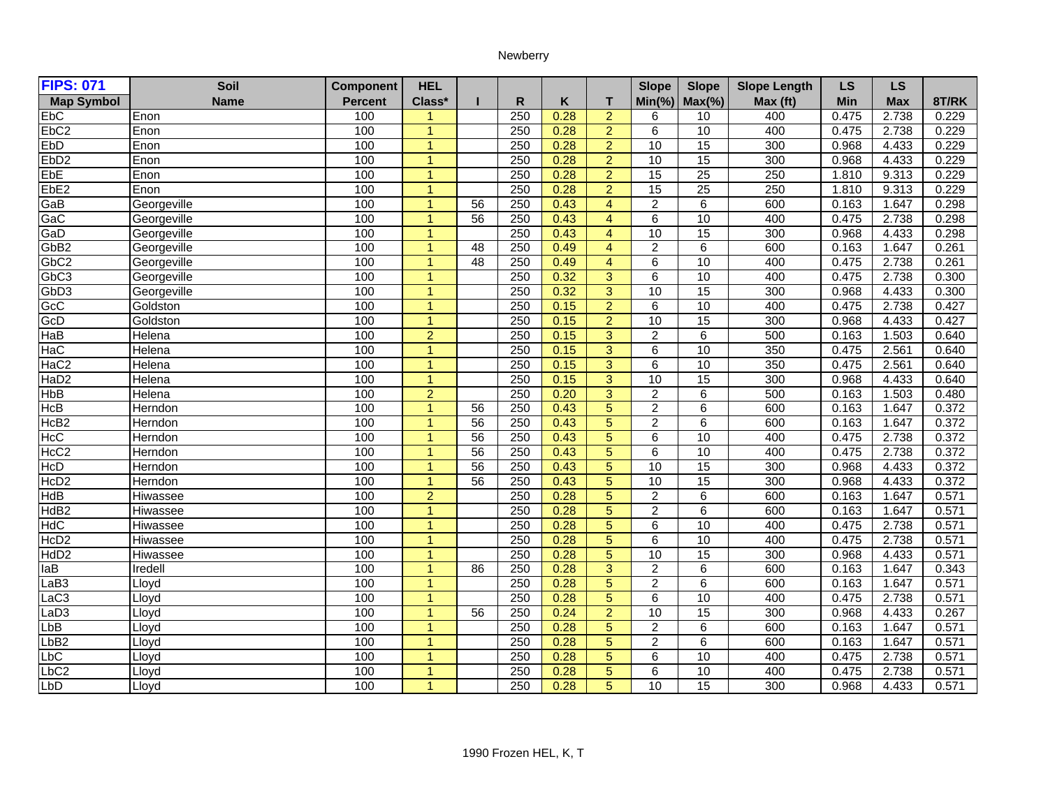Newberry

| FIPS: 071 | Soil | Component | HEL | | | | | Slope | Slope | Slope Length | LS | LS | |
|---|---|---|---|---|---|---|---|---|---|---|---|---|---|
| Map Symbol | Name | Percent | Class* | I | R | K | T | Min(%) | Max(%) | Max (ft) | Min | Max | 8T/RK |
| EbC | Enon | 100 | 1 | | 250 | 0.28 | 2 | 6 | 10 | 400 | 0.475 | 2.738 | 0.229 |
| EbC2 | Enon | 100 | 1 | | 250 | 0.28 | 2 | 6 | 10 | 400 | 0.475 | 2.738 | 0.229 |
| EbD | Enon | 100 | 1 | | 250 | 0.28 | 2 | 10 | 15 | 300 | 0.968 | 4.433 | 0.229 |
| EbD2 | Enon | 100 | 1 | | 250 | 0.28 | 2 | 10 | 15 | 300 | 0.968 | 4.433 | 0.229 |
| EbE | Enon | 100 | 1 | | 250 | 0.28 | 2 | 15 | 25 | 250 | 1.810 | 9.313 | 0.229 |
| EbE2 | Enon | 100 | 1 | | 250 | 0.28 | 2 | 15 | 25 | 250 | 1.810 | 9.313 | 0.229 |
| GaB | Georgeville | 100 | 1 | 56 | 250 | 0.43 | 4 | 2 | 6 | 600 | 0.163 | 1.647 | 0.298 |
| GaC | Georgeville | 100 | 1 | 56 | 250 | 0.43 | 4 | 6 | 10 | 400 | 0.475 | 2.738 | 0.298 |
| GaD | Georgeville | 100 | 1 | | 250 | 0.43 | 4 | 10 | 15 | 300 | 0.968 | 4.433 | 0.298 |
| GbB2 | Georgeville | 100 | 1 | 48 | 250 | 0.49 | 4 | 2 | 6 | 600 | 0.163 | 1.647 | 0.261 |
| GbC2 | Georgeville | 100 | 1 | 48 | 250 | 0.49 | 4 | 6 | 10 | 400 | 0.475 | 2.738 | 0.261 |
| GbC3 | Georgeville | 100 | 1 | | 250 | 0.32 | 3 | 6 | 10 | 400 | 0.475 | 2.738 | 0.300 |
| GbD3 | Georgeville | 100 | 1 | | 250 | 0.32 | 3 | 10 | 15 | 300 | 0.968 | 4.433 | 0.300 |
| GcC | Goldston | 100 | 1 | | 250 | 0.15 | 2 | 6 | 10 | 400 | 0.475 | 2.738 | 0.427 |
| GcD | Goldston | 100 | 1 | | 250 | 0.15 | 2 | 10 | 15 | 300 | 0.968 | 4.433 | 0.427 |
| HaB | Helena | 100 | 2 | | 250 | 0.15 | 3 | 2 | 6 | 500 | 0.163 | 1.503 | 0.640 |
| HaC | Helena | 100 | 1 | | 250 | 0.15 | 3 | 6 | 10 | 350 | 0.475 | 2.561 | 0.640 |
| HaC2 | Helena | 100 | 1 | | 250 | 0.15 | 3 | 6 | 10 | 350 | 0.475 | 2.561 | 0.640 |
| HaD2 | Helena | 100 | 1 | | 250 | 0.15 | 3 | 10 | 15 | 300 | 0.968 | 4.433 | 0.640 |
| HbB | Helena | 100 | 2 | | 250 | 0.20 | 3 | 2 | 6 | 500 | 0.163 | 1.503 | 0.480 |
| HcB | Herndon | 100 | 1 | 56 | 250 | 0.43 | 5 | 2 | 6 | 600 | 0.163 | 1.647 | 0.372 |
| HcB2 | Herndon | 100 | 1 | 56 | 250 | 0.43 | 5 | 2 | 6 | 600 | 0.163 | 1.647 | 0.372 |
| HcC | Herndon | 100 | 1 | 56 | 250 | 0.43 | 5 | 6 | 10 | 400 | 0.475 | 2.738 | 0.372 |
| HcC2 | Herndon | 100 | 1 | 56 | 250 | 0.43 | 5 | 6 | 10 | 400 | 0.475 | 2.738 | 0.372 |
| HcD | Herndon | 100 | 1 | 56 | 250 | 0.43 | 5 | 10 | 15 | 300 | 0.968 | 4.433 | 0.372 |
| HcD2 | Herndon | 100 | 1 | 56 | 250 | 0.43 | 5 | 10 | 15 | 300 | 0.968 | 4.433 | 0.372 |
| HdB | Hiwassee | 100 | 2 | | 250 | 0.28 | 5 | 2 | 6 | 600 | 0.163 | 1.647 | 0.571 |
| HdB2 | Hiwassee | 100 | 1 | | 250 | 0.28 | 5 | 2 | 6 | 600 | 0.163 | 1.647 | 0.571 |
| HdC | Hiwassee | 100 | 1 | | 250 | 0.28 | 5 | 6 | 10 | 400 | 0.475 | 2.738 | 0.571 |
| HcD2 | Hiwassee | 100 | 1 | | 250 | 0.28 | 5 | 6 | 10 | 400 | 0.475 | 2.738 | 0.571 |
| HdD2 | Hiwassee | 100 | 1 | | 250 | 0.28 | 5 | 10 | 15 | 300 | 0.968 | 4.433 | 0.571 |
| IaB | Iredell | 100 | 1 | 86 | 250 | 0.28 | 3 | 2 | 6 | 600 | 0.163 | 1.647 | 0.343 |
| LaB3 | Lloyd | 100 | 1 | | 250 | 0.28 | 5 | 2 | 6 | 600 | 0.163 | 1.647 | 0.571 |
| LaC3 | Lloyd | 100 | 1 | | 250 | 0.28 | 5 | 6 | 10 | 400 | 0.475 | 2.738 | 0.571 |
| LaD3 | Lloyd | 100 | 1 | 56 | 250 | 0.24 | 2 | 10 | 15 | 300 | 0.968 | 4.433 | 0.267 |
| LbB | Lloyd | 100 | 1 | | 250 | 0.28 | 5 | 2 | 6 | 600 | 0.163 | 1.647 | 0.571 |
| LbB2 | Lloyd | 100 | 1 | | 250 | 0.28 | 5 | 2 | 6 | 600 | 0.163 | 1.647 | 0.571 |
| LbC | Lloyd | 100 | 1 | | 250 | 0.28 | 5 | 6 | 10 | 400 | 0.475 | 2.738 | 0.571 |
| LbC2 | Lloyd | 100 | 1 | | 250 | 0.28 | 5 | 6 | 10 | 400 | 0.475 | 2.738 | 0.571 |
| LbD | Lloyd | 100 | 1 | | 250 | 0.28 | 5 | 10 | 15 | 300 | 0.968 | 4.433 | 0.571 |

1990 Frozen HEL, K, T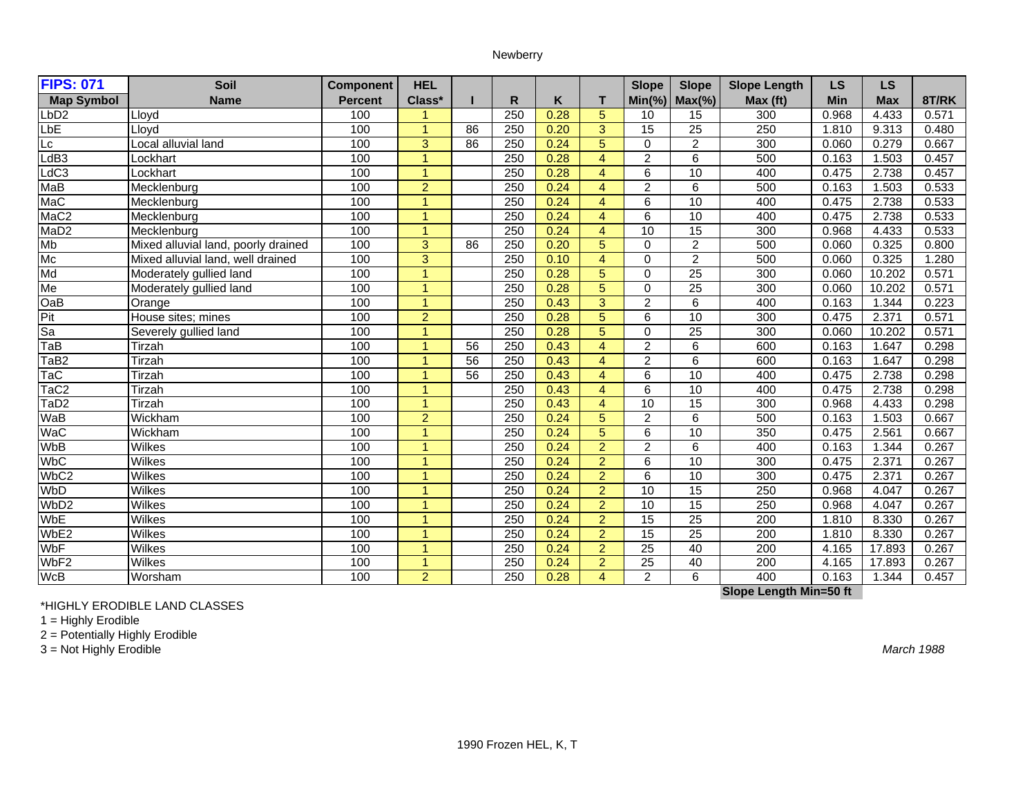Newberry

| FIPS: 071 | Soil | Component | HEL | | | | | Slope | Slope | Slope Length | LS | LS | |
|---|---|---|---|---|---|---|---|---|---|---|---|---|---|
| Map Symbol | Name | Percent | Class* | I | R | K | T | Min(%) | Max(%) | Max (ft) | Min | Max | 8T/RK |
| LbD2 | Lloyd | 100 | 1 | | 250 | 0.28 | 5 | 10 | 15 | 300 | 0.968 | 4.433 | 0.571 |
| LbE | Lloyd | 100 | 1 | 86 | 250 | 0.20 | 3 | 15 | 25 | 250 | 1.810 | 9.313 | 0.480 |
| Lc | Local alluvial land | 100 | 3 | 86 | 250 | 0.24 | 5 | 0 | 2 | 300 | 0.060 | 0.279 | 0.667 |
| LdB3 | Lockhart | 100 | 1 | | 250 | 0.28 | 4 | 2 | 6 | 500 | 0.163 | 1.503 | 0.457 |
| LdC3 | Lockhart | 100 | 1 | | 250 | 0.28 | 4 | 6 | 10 | 400 | 0.475 | 2.738 | 0.457 |
| MaB | Mecklenburg | 100 | 2 | | 250 | 0.24 | 4 | 2 | 6 | 500 | 0.163 | 1.503 | 0.533 |
| MaC | Mecklenburg | 100 | 1 | | 250 | 0.24 | 4 | 6 | 10 | 400 | 0.475 | 2.738 | 0.533 |
| MaC2 | Mecklenburg | 100 | 1 | | 250 | 0.24 | 4 | 6 | 10 | 400 | 0.475 | 2.738 | 0.533 |
| MaD2 | Mecklenburg | 100 | 1 | | 250 | 0.24 | 4 | 10 | 15 | 300 | 0.968 | 4.433 | 0.533 |
| Mb | Mixed alluvial land, poorly drained | 100 | 3 | 86 | 250 | 0.20 | 5 | 0 | 2 | 500 | 0.060 | 0.325 | 0.800 |
| Mc | Mixed alluvial land, well drained | 100 | 3 | | 250 | 0.10 | 4 | 0 | 2 | 500 | 0.060 | 0.325 | 1.280 |
| Md | Moderately gullied land | 100 | 1 | | 250 | 0.28 | 5 | 0 | 25 | 300 | 0.060 | 10.202 | 0.571 |
| Me | Moderately gullied land | 100 | 1 | | 250 | 0.28 | 5 | 0 | 25 | 300 | 0.060 | 10.202 | 0.571 |
| OaB | Orange | 100 | 1 | | 250 | 0.43 | 3 | 2 | 6 | 400 | 0.163 | 1.344 | 0.223 |
| Pit | House sites; mines | 100 | 2 | | 250 | 0.28 | 5 | 6 | 10 | 300 | 0.475 | 2.371 | 0.571 |
| Sa | Severely gullied land | 100 | 1 | | 250 | 0.28 | 5 | 0 | 25 | 300 | 0.060 | 10.202 | 0.571 |
| TaB | Tirzah | 100 | 1 | 56 | 250 | 0.43 | 4 | 2 | 6 | 600 | 0.163 | 1.647 | 0.298 |
| TaB2 | Tirzah | 100 | 1 | 56 | 250 | 0.43 | 4 | 2 | 6 | 600 | 0.163 | 1.647 | 0.298 |
| TaC | Tirzah | 100 | 1 | 56 | 250 | 0.43 | 4 | 6 | 10 | 400 | 0.475 | 2.738 | 0.298 |
| TaC2 | Tirzah | 100 | 1 | | 250 | 0.43 | 4 | 6 | 10 | 400 | 0.475 | 2.738 | 0.298 |
| TaD2 | Tirzah | 100 | 1 | | 250 | 0.43 | 4 | 10 | 15 | 300 | 0.968 | 4.433 | 0.298 |
| WaB | Wickham | 100 | 2 | | 250 | 0.24 | 5 | 2 | 6 | 500 | 0.163 | 1.503 | 0.667 |
| WaC | Wickham | 100 | 1 | | 250 | 0.24 | 5 | 6 | 10 | 350 | 0.475 | 2.561 | 0.667 |
| WbB | Wilkes | 100 | 1 | | 250 | 0.24 | 2 | 2 | 6 | 400 | 0.163 | 1.344 | 0.267 |
| WbC | Wilkes | 100 | 1 | | 250 | 0.24 | 2 | 6 | 10 | 300 | 0.475 | 2.371 | 0.267 |
| WbC2 | Wilkes | 100 | 1 | | 250 | 0.24 | 2 | 6 | 10 | 300 | 0.475 | 2.371 | 0.267 |
| WbD | Wilkes | 100 | 1 | | 250 | 0.24 | 2 | 10 | 15 | 250 | 0.968 | 4.047 | 0.267 |
| WbD2 | Wilkes | 100 | 1 | | 250 | 0.24 | 2 | 10 | 15 | 250 | 0.968 | 4.047 | 0.267 |
| WbE | Wilkes | 100 | 1 | | 250 | 0.24 | 2 | 15 | 25 | 200 | 1.810 | 8.330 | 0.267 |
| WbE2 | Wilkes | 100 | 1 | | 250 | 0.24 | 2 | 15 | 25 | 200 | 1.810 | 8.330 | 0.267 |
| WbF | Wilkes | 100 | 1 | | 250 | 0.24 | 2 | 25 | 40 | 200 | 4.165 | 17.893 | 0.267 |
| WbF2 | Wilkes | 100 | 1 | | 250 | 0.24 | 2 | 25 | 40 | 200 | 4.165 | 17.893 | 0.267 |
| WcB | Worsham | 100 | 2 | | 250 | 0.28 | 4 | 2 | 6 | 400 | 0.163 | 1.344 | 0.457 |

**Slope Length Min=50 ft**

*HIGHLY ERODIBLE LAND CLASSES
1 = Highly Erodible
2 = Potentially Highly Erodible
3 = Not Highly Erodible

*March 1988*

1990 Frozen HEL, K, T